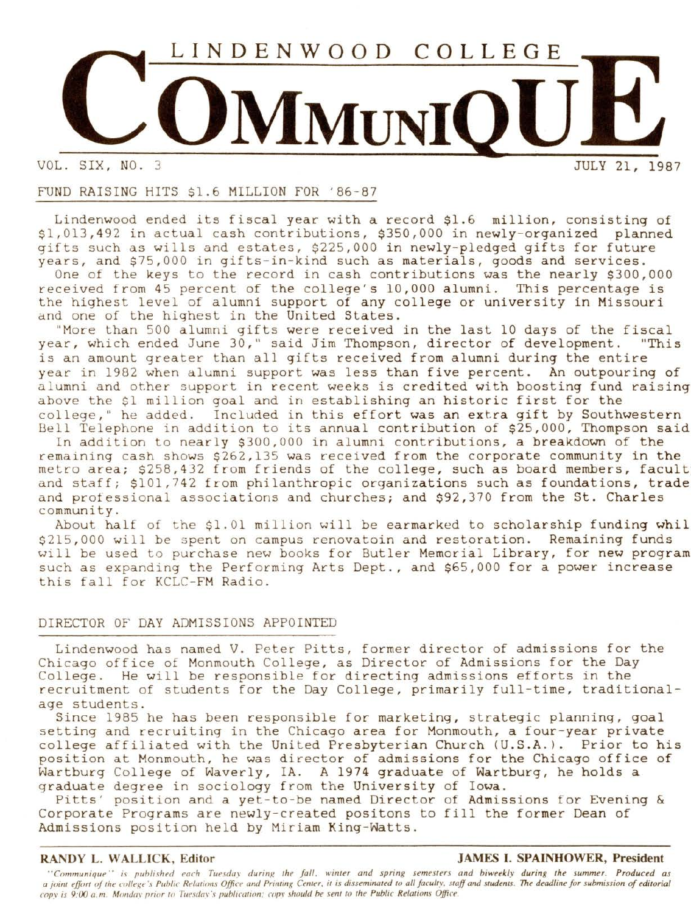# LINDENWOOD COLLEGE COMMUNIQUE

VOL. SIX, NO. 3 JULY 21, 1987

## FUND RAISING HITS $1.6 MILLION FOR '86-87

Lindenwood ended its fiscal year with a record $1.6 million, consisting of $1,013,492 in actual cash contributions, $350,000 in newly-organized planned gifts such as wills and estates, $225,000 in newly-pledged gifts for future years, and $75,000 in gifts-in-kind such as materials, goods and services.

One of the keys to the record in cash contributions was the nearly $300,000 received from 45 percent of the college's 10,000 alumni. This percentage is the highest level of alumni support of any college or university in Missouri and one of the highest in the United States.

"More than 500 alumni gifts were received in the last 10 days of the fiscal year, which ended June 30," said Jim Thompson, director of development. "This is an amount greater than all gifts received from alumni during the entire year in 1982 when alumni support was less than five percent. An outpouring of alumni and other support in recent weeks is credited with boosting fund raising above the $1 million goal and in establishing an historic first for the college," he added. Included in this effort was an extra gift by Southwestern Bell Telephone in addition to its annual contribution of $25,000, Thompson said

In addition to nearly $300,000 in alumni contributions, a breakdown of the remaining cash shows $262,135 was received from the corporate community in the metro area; $258,432 from friends of the college, such as board members, facult and staff; $101,742 from philanthropic organizations such as foundations, trade and professional associations and churches; and $92,370 from the St. Charles community.

About half of the $1.01 million will be earmarked to scholarship funding whil $215,000 will be spent on campus renovatoin and restoration. Remaining funds will be used to purchase new books for Butler Memorial Library, for new program such as expanding the Performing Arts Dept., and $65,000 for a power increase this fall for KCLC-FM Radio.

## DIRECTOR OF DAY ADMISSIONS APPOINTED

Lindenwood has named V. Peter Pitts, former director of admissions for the Chicago office of Monmouth College, as Director of Admissions for the Day College. He will be responsible for directing admissions efforts in the recruitment of students for the Day College, primarily full-time, traditional-age students.

Since 1985 he has been responsible for marketing, strategic planning, goal setting and recruiting in the Chicago area for Monmouth, a four-year private college affiliated with the United Presbyterian Church (U.S.A.). Prior to his position at Monmouth, he was director of admissions for the Chicago office of Wartburg College of Waverly, IA. A 1974 graduate of Wartburg, he holds a graduate degree in sociology from the University of Iowa.

Pitts' position and a yet-to-be named Director of Admissions for Evening & Corporate Programs are newly-created positons to fill the former Dean of Admissions position held by Miriam King-Watts.

---

**RANDY L. WALLICK, Editor** **JAMES I. SPAINHOWER, President**

*"Communique" is published each Tuesday during the fall, winter and spring semesters and biweekly during the summer. Produced as a joint effort of the college's Public Relations Office and Printing Center, it is disseminated to all faculty, staff and students. The deadline for submission of editorial copy is 9:00 a.m. Monday prior to Tuesday's publication; copy should be sent to the Public Relations Office.*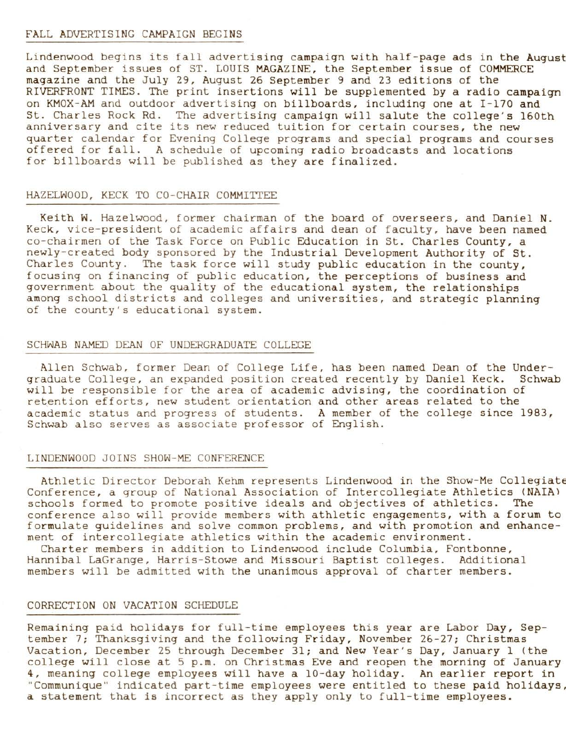## FALL ADVERTISING CAMPAIGN BEGINS

Lindenwood begins its fall advertising campaign with half-page ads in the August and September issues of ST. LOUIS MAGAZINE, the September issue of COMMERCE magazine and the July 29, August 26 September 9 and 23 editions of the RIVERFRONT TIMES. The print insertions will be supplemented by a radio campaign on KMOX-AM and outdoor advertising on billboards, including one at I-170 and St. Charles Rock Rd. The advertising campaign will salute the college's 160th anniversary and cite its new reduced tuition for certain courses, the new quarter calendar for Evening College programs and special programs and courses offered for fall. A schedule of upcoming radio broadcasts and locations for billboards will be published as they are finalized.

## HAZELWOOD, KECK TO CO-CHAIR COMMITTEE

Keith W. Hazelwood, former chairman of the board of overseers, and Daniel N. Keck, vice-president of academic affairs and dean of faculty, have been named co-chairmen of the Task Force on Public Education in St. Charles County, a newly-created body sponsored by the Industrial Development Authority of St. Charles County. The task force will study public education in the county, focusing on financing of public education, the perceptions of business and government about the quality of the educational system, the relationships among school districts and colleges and universities, and strategic planning of the county's educational system.

## SCHWAB NAMED DEAN OF UNDERGRADUATE COLLEGE

Allen Schwab, former Dean of College Life, has been named Dean of the Undergraduate College, an expanded position created recently by Daniel Keck. Schwab will be responsible for the area of academic advising, the coordination of retention efforts, new student orientation and other areas related to the academic status and progress of students. A member of the college since 1983, Schwab also serves as associate professor of English.

## LINDENWOOD JOINS SHOW-ME CONFERENCE

Athletic Director Deborah Kehm represents Lindenwood in the Show-Me Collegiate Conference, a group of National Association of Intercollegiate Athletics (NAIA) schools formed to promote positive ideals and objectives of athletics. The conference also will provide members with athletic engagements, with a forum to formulate guidelines and solve common problems, and with promotion and enhancement of intercollegiate athletics within the academic environment.

Charter members in addition to Lindenwood include Columbia, Fontbonne, Hannibal LaGrange, Harris-Stowe and Missouri Baptist colleges. Additional members will be admitted with the unanimous approval of charter members.

## CORRECTION ON VACATION SCHEDULE

Remaining paid holidays for full-time employees this year are Labor Day, September 7; Thanksgiving and the following Friday, November 26-27; Christmas Vacation, December 25 through December 31; and New Year's Day, January 1 (the college will close at 5 p.m. on Christmas Eve and reopen the morning of January 4, meaning college employees will have a 10-day holiday. An earlier report in "Communique" indicated part-time employees were entitled to these paid holidays, a statement that is incorrect as they apply only to full-time employees.